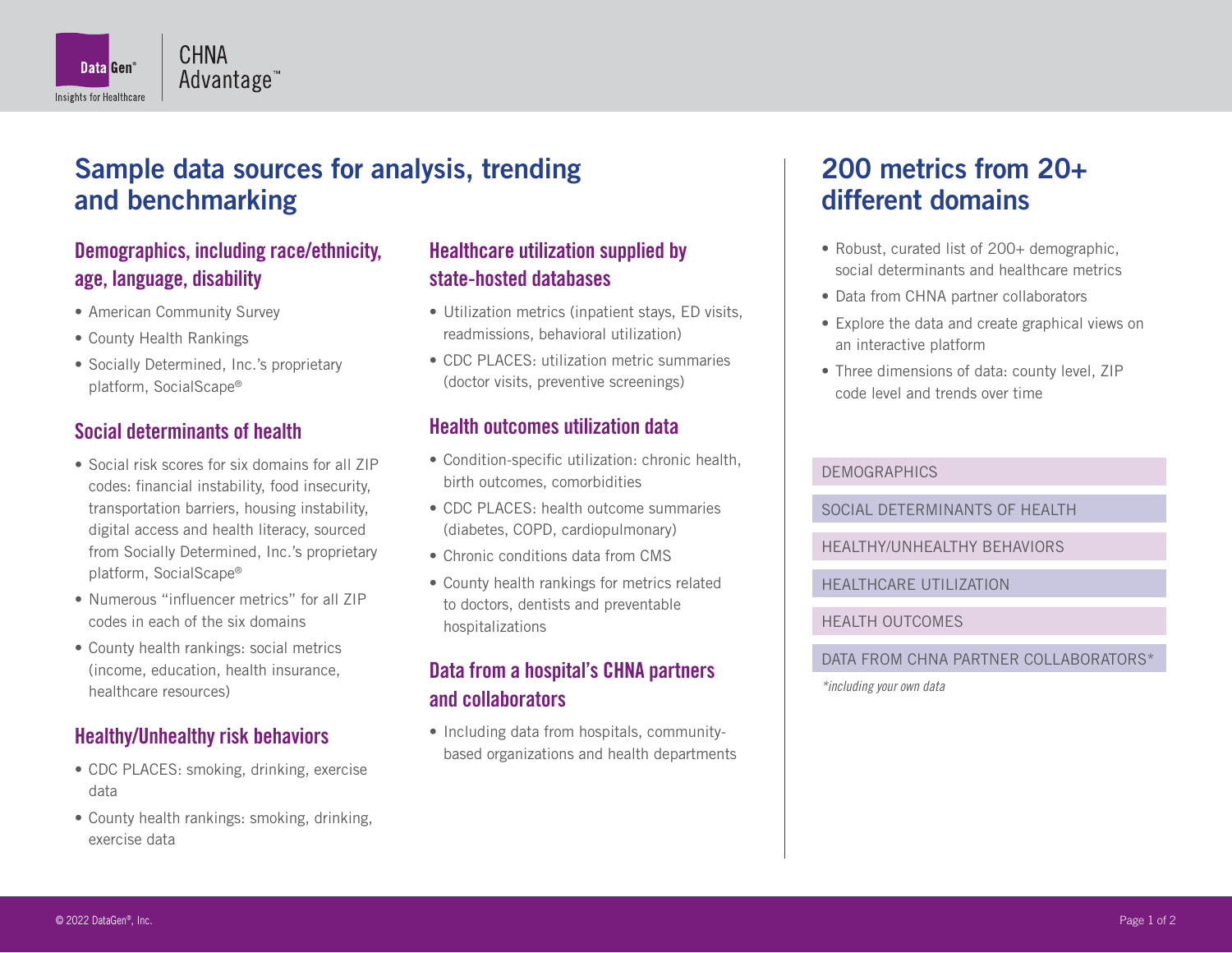DataGen® Insights for Healthcare | CHNA Advantage™

# Sample data sources for analysis, trending and benchmarking

### Demographics, including race/ethnicity, age, language, disability

- American Community Survey
- County Health Rankings
- Socially Determined, Inc.'s proprietary platform, SocialScape®

### Social determinants of health

- Social risk scores for six domains for all ZIP codes: financial instability, food insecurity, transportation barriers, housing instability, digital access and health literacy, sourced from Socially Determined, Inc.'s proprietary platform, SocialScape®
- Numerous "influencer metrics" for all ZIP codes in each of the six domains
- County health rankings: social metrics (income, education, health insurance, healthcare resources)

### Healthy/Unhealthy risk behaviors

- CDC PLACES: smoking, drinking, exercise data
- County health rankings: smoking, drinking, exercise data

### Healthcare utilization supplied by state-hosted databases

- Utilization metrics (inpatient stays, ED visits, readmissions, behavioral utilization)
- CDC PLACES: utilization metric summaries (doctor visits, preventive screenings)

### Health outcomes utilization data

- Condition-specific utilization: chronic health, birth outcomes, comorbidities
- CDC PLACES: health outcome summaries (diabetes, COPD, cardiopulmonary)
- Chronic conditions data from CMS
- County health rankings for metrics related to doctors, dentists and preventable hospitalizations

### Data from a hospital's CHNA partners and collaborators

- Including data from hospitals, community-based organizations and health departments

# 200 metrics from 20+ different domains

- Robust, curated list of 200+ demographic, social determinants and healthcare metrics
- Data from CHNA partner collaborators
- Explore the data and create graphical views on an interactive platform
- Three dimensions of data: county level, ZIP code level and trends over time

DEMOGRAPHICS

SOCIAL DETERMINANTS OF HEALTH

HEALTHY/UNHEALTHY BEHAVIORS

HEALTHCARE UTILIZATION

HEALTH OUTCOMES

DATA FROM CHNA PARTNER COLLABORATORS*

*\*including your own data*

© 2022 DataGen®, Inc.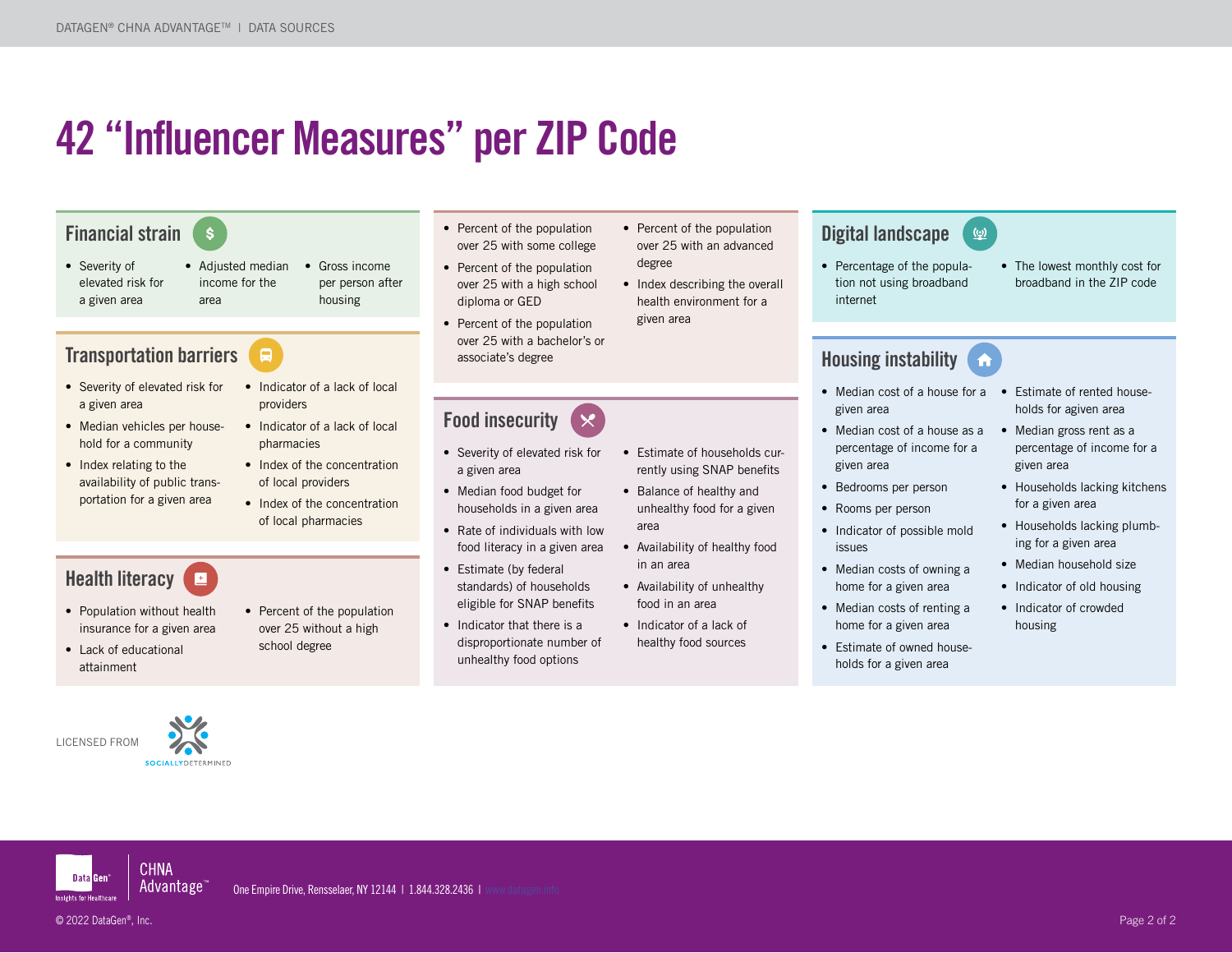# 42 "Influencer Measures" per ZIP Code

## Financial strain

- Severity of elevated risk for a given area
- Adjusted median income for the area
- Gross income per person after housing

## Transportation barriers

- Severity of elevated risk for a given area
- Median vehicles per household for a community
- Index relating to the availability of public transportation for a given area
- Indicator of a lack of local providers
- Indicator of a lack of local pharmacies
- Index of the concentration of local providers
- Index of the concentration of local pharmacies

## Health literacy

- Population without health insurance for a given area
- Lack of educational attainment
- Percent of the population over 25 without a high school degree
- Percent of the population over 25 with some college
- Percent of the population over 25 with a high school diploma or GED
- Percent of the population over 25 with a bachelor's or associate's degree
- Percent of the population over 25 with an advanced degree
- Index describing the overall health environment for a given area

## Food insecurity

- Severity of elevated risk for a given area
- Median food budget for households in a given area
- Rate of individuals with low food literacy in a given area
- Estimate (by federal standards) of households eligible for SNAP benefits
- Indicator that there is a disproportionate number of unhealthy food options
- Estimate of households currently using SNAP benefits
- Balance of healthy and unhealthy food for a given area
- Availability of healthy food in an area
- Availability of unhealthy food in an area
- Indicator of a lack of healthy food sources

## Digital landscape

- Percentage of the population not using broadband internet
- The lowest monthly cost for broadband in the ZIP code

## Housing instability

- Median cost of a house for a given area
- Median cost of a house as a percentage of income for a given area
- Bedrooms per person
- Rooms per person
- Indicator of possible mold issues
- Median costs of owning a home for a given area
- Median costs of renting a home for a given area
- Estimate of owned households for a given area
- Estimate of rented households for agiven area
- Median gross rent as a percentage of income for a given area
- Households lacking kitchens for a given area
- Households lacking plumbing for a given area
- Median household size
- Indicator of old housing
- Indicator of crowded housing

LICENSED FROM SOCIALLYDETERMINED

DataGen® Insights for Healthcare | CHNA Advantage™

One Empire Drive, Rensselaer, NY 12144 | 1.844.328.2436 | www.datagen.info

© 2022 DataGen®, Inc.